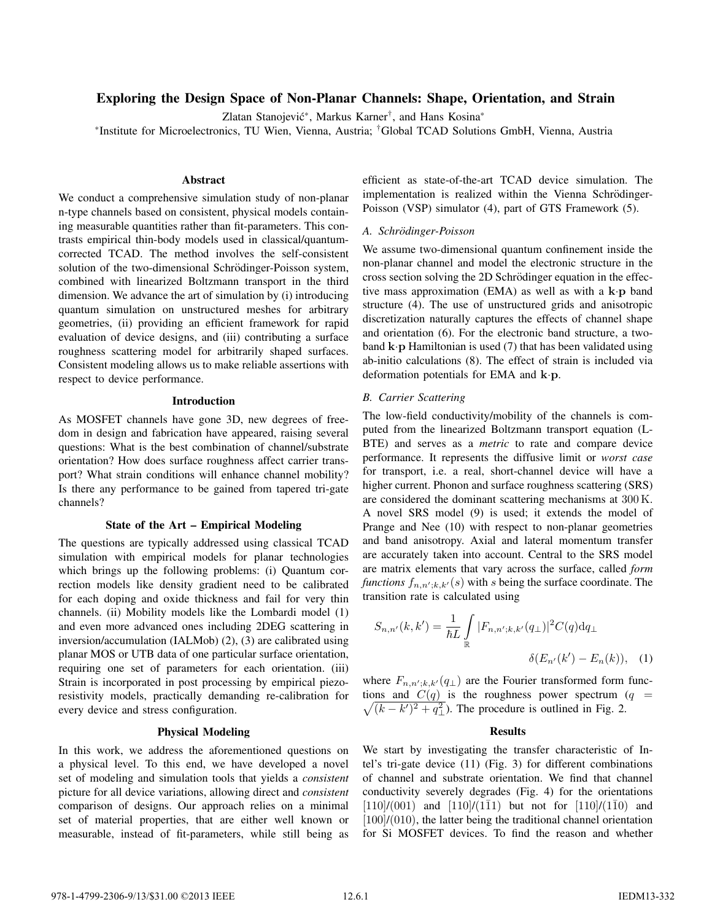# Exploring the Design Space of Non-Planar Channels: Shape, Orientation, and Strain

Zlatan Stanojević*, Markus Karner†, and Hans Kosina*

*Institute for Microelectronics, TU Wien, Vienna, Austria; †Global TCAD Solutions GmbH, Vienna, Austria

## Abstract

We conduct a comprehensive simulation study of non-planar n-type channels based on consistent, physical models containing measurable quantities rather than fit-parameters. This contrasts empirical thin-body models used in classical/quantum-corrected TCAD. The method involves the self-consistent solution of the two-dimensional Schrödinger-Poisson system, combined with linearized Boltzmann transport in the third dimension. We advance the art of simulation by (i) introducing quantum simulation on unstructured meshes for arbitrary geometries, (ii) providing an efficient framework for rapid evaluation of device designs, and (iii) contributing a surface roughness scattering model for arbitrarily shaped surfaces. Consistent modeling allows us to make reliable assertions with respect to device performance.

## Introduction

As MOSFET channels have gone 3D, new degrees of freedom in design and fabrication have appeared, raising several questions: What is the best combination of channel/substrate orientation? How does surface roughness affect carrier transport? What strain conditions will enhance channel mobility? Is there any performance to be gained from tapered tri-gate channels?

## State of the Art – Empirical Modeling

The questions are typically addressed using classical TCAD simulation with empirical models for planar technologies which brings up the following problems: (i) Quantum correction models like density gradient need to be calibrated for each doping and oxide thickness and fail for very thin channels. (ii) Mobility models like the Lombardi model (1) and even more advanced ones including 2DEG scattering in inversion/accumulation (IALMob) (2), (3) are calibrated using planar MOS or UTB data of one particular surface orientation, requiring one set of parameters for each orientation. (iii) Strain is incorporated in post processing by empirical piezoresistivity models, practically demanding re-calibration for every device and stress configuration.

## Physical Modeling

In this work, we address the aforementioned questions on a physical level. To this end, we have developed a novel set of modeling and simulation tools that yields a *consistent* picture for all device variations, allowing direct and *consistent* comparison of designs. Our approach relies on a minimal set of material properties, that are either well known or measurable, instead of fit-parameters, while still being as efficient as state-of-the-art TCAD device simulation. The implementation is realized within the Vienna Schrödinger-Poisson (VSP) simulator (4), part of GTS Framework (5).

### A. Schrödinger-Poisson

We assume two-dimensional quantum confinement inside the non-planar channel and model the electronic structure in the cross section solving the 2D Schrödinger equation in the effective mass approximation (EMA) as well as with a **k**·**p** band structure (4). The use of unstructured grids and anisotropic discretization naturally captures the effects of channel shape and orientation (6). For the electronic band structure, a two-band **k**·**p** Hamiltonian is used (7) that has been validated using ab-initio calculations (8). The effect of strain is included via deformation potentials for EMA and **k**·**p**.

### B. Carrier Scattering

The low-field conductivity/mobility of the channels is computed from the linearized Boltzmann transport equation (L-BTE) and serves as a *metric* to rate and compare device performance. It represents the diffusive limit or *worst case* for transport, i.e. a real, short-channel device will have a higher current. Phonon and surface roughness scattering (SRS) are considered the dominant scattering mechanisms at 300 K. A novel SRS model (9) is used; it extends the model of Prange and Nee (10) with respect to non-planar geometries and band anisotropy. Axial and lateral momentum transfer are accurately taken into account. Central to the SRS model are matrix elements that vary across the surface, called *form functions* $f_{n,n';k,k'}(s)$ with $s$ being the surface coordinate. The transition rate is calculated using

$$S_{n,n'}(k,k') = \frac{1}{\hbar L} \int_{\mathbb{R}} |F_{n,n';k,k'}(q_\perp)|^2 C(q) \mathrm{d}q_\perp \, \delta(E_{n'}(k') - E_n(k)), \quad (1)$$

where $F_{n,n';k,k'}(q_\perp)$ are the Fourier transformed form functions and $C(q)$ is the roughness power spectrum ($q = \sqrt{(k-k')^2 + q_\perp^2}$). The procedure is outlined in Fig. 2.

## Results

We start by investigating the transfer characteristic of Intel's tri-gate device (11) (Fig. 3) for different combinations of channel and substrate orientation. We find that channel conductivity severely degrades (Fig. 4) for the orientations $[110]/(001)$ and $[110]/(1\bar{1}1)$ but not for $[110]/(1\bar{1}0)$ and $[100]/(010)$, the latter being the traditional channel orientation for Si MOSFET devices. To find the reason and whether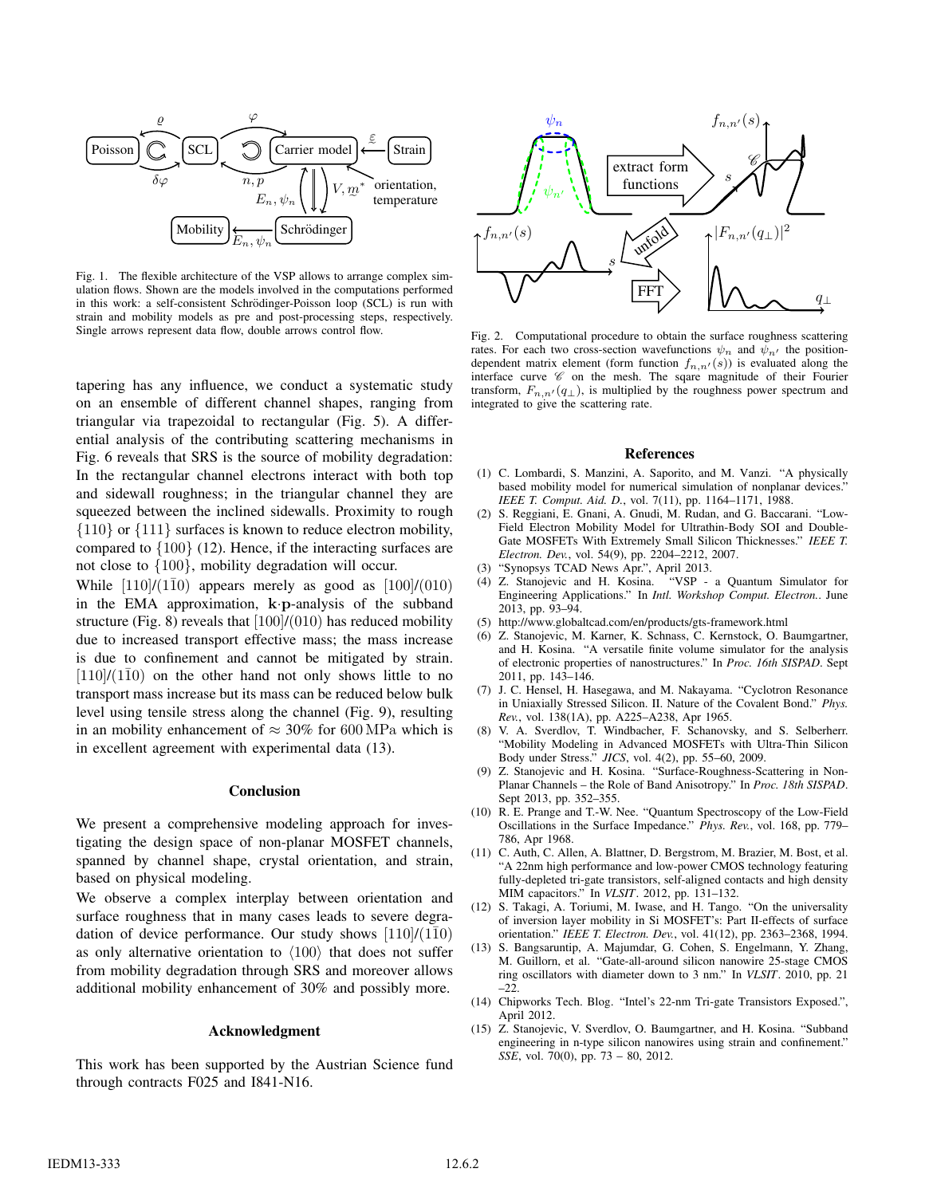Fig. 1. The flexible architecture of the VSP allows to arrange complex simulation flows. Shown are the models involved in the computations performed in this work: a self-consistent Schrödinger-Poisson loop (SCL) is run with strain and mobility models as pre and post-processing steps, respectively. Single arrows represent data flow, double arrows control flow.

tapering has any influence, we conduct a systematic study on an ensemble of different channel shapes, ranging from triangular via trapezoidal to rectangular (Fig. 5). A differential analysis of the contributing scattering mechanisms in Fig. 6 reveals that SRS is the source of mobility degradation: In the rectangular channel electrons interact with both top and sidewall roughness; in the triangular channel they are squeezed between the inclined sidewalls. Proximity to rough $\{110\}$ or $\{111\}$ surfaces is known to reduce electron mobility, compared to $\{100\}$ (12). Hence, if the interacting surfaces are not close to $\{100\}$, mobility degradation will occur.

While $[110]/(1\bar{1}0)$ appears merely as good as $[100]/(010)$ in the EMA approximation, $\mathbf{k}{\cdot}\mathbf{p}$-analysis of the subband structure (Fig. 8) reveals that $[100]/(010)$ has reduced mobility due to increased transport effective mass; the mass increase is due to confinement and cannot be mitigated by strain. $[110]/(1\bar{1}0)$ on the other hand not only shows little to no transport mass increase but its mass can be reduced below bulk level using tensile stress along the channel (Fig. 9), resulting in an mobility enhancement of $\approx 30\%$ for $600\,\mathrm{MPa}$ which is in excellent agreement with experimental data (13).

## Conclusion

We present a comprehensive modeling approach for investigating the design space of non-planar MOSFET channels, spanned by channel shape, crystal orientation, and strain, based on physical modeling.

We observe a complex interplay between orientation and surface roughness that in many cases leads to severe degradation of device performance. Our study shows $[110]/(1\bar{1}0)$ as only alternative orientation to $\langle 100\rangle$ that does not suffer from mobility degradation through SRS and moreover allows additional mobility enhancement of 30% and possibly more.

## Acknowledgment

This work has been supported by the Austrian Science fund through contracts F025 and I841-N16.

Fig. 2. Computational procedure to obtain the surface roughness scattering rates. For each two cross-section wavefunctions $\psi_n$ and $\psi_{n'}$ the position-dependent matrix element (form function $f_{n,n'}(s)$) is evaluated along the interface curve $\mathscr{C}$ on the mesh. The sqare magnitude of their Fourier transform, $F_{n,n'}(q_\perp)$, is multiplied by the roughness power spectrum and integrated to give the scattering rate.

## References

(1) C. Lombardi, S. Manzini, A. Saporito, and M. Vanzi. "A physically based mobility model for numerical simulation of nonplanar devices." *IEEE T. Comput. Aid. D.*, vol. 7(11), pp. 1164–1171, 1988.

(2) S. Reggiani, E. Gnani, A. Gnudi, M. Rudan, and G. Baccarani. "Low-Field Electron Mobility Model for Ultrathin-Body SOI and Double-Gate MOSFETs With Extremely Small Silicon Thicknesses." *IEEE T. Electron. Dev.*, vol. 54(9), pp. 2204–2212, 2007.

(3) "Synopsys TCAD News Apr.", April 2013.

(4) Z. Stanojevic and H. Kosina. "VSP - a Quantum Simulator for Engineering Applications." In *Intl. Workshop Comput. Electron.*. June 2013, pp. 93–94.

(5) http://www.globaltcad.com/en/products/gts-framework.html

(6) Z. Stanojevic, M. Karner, K. Schnass, C. Kernstock, O. Baumgartner, and H. Kosina. "A versatile finite volume simulator for the analysis of electronic properties of nanostructures." In *Proc. 16th SISPAD*. Sept 2011, pp. 143–146.

(7) J. C. Hensel, H. Hasegawa, and M. Nakayama. "Cyclotron Resonance in Uniaxially Stressed Silicon. II. Nature of the Covalent Bond." *Phys. Rev.*, vol. 138(1A), pp. A225–A238, Apr 1965.

(8) V. A. Sverdlov, T. Windbacher, F. Schanovsky, and S. Selberherr. "Mobility Modeling in Advanced MOSFETs with Ultra-Thin Silicon Body under Stress." *JICS*, vol. 4(2), pp. 55–60, 2009.

(9) Z. Stanojevic and H. Kosina. "Surface-Roughness-Scattering in Non-Planar Channels – the Role of Band Anisotropy." In *Proc. 18th SISPAD*. Sept 2013, pp. 352–355.

(10) R. E. Prange and T.-W. Nee. "Quantum Spectroscopy of the Low-Field Oscillations in the Surface Impedance." *Phys. Rev.*, vol. 168, pp. 779–786, Apr 1968.

(11) C. Auth, C. Allen, A. Blattner, D. Bergstrom, M. Brazier, M. Bost, et al. "A 22nm high performance and low-power CMOS technology featuring fully-depleted tri-gate transistors, self-aligned contacts and high density MIM capacitors." In *VLSIT*. 2012, pp. 131–132.

(12) S. Takagi, A. Toriumi, M. Iwase, and H. Tango. "On the universality of inversion layer mobility in Si MOSFET's: Part II-effects of surface orientation." *IEEE T. Electron. Dev.*, vol. 41(12), pp. 2363–2368, 1994.

(13) S. Bangsaruntip, A. Majumdar, G. Cohen, S. Engelmann, Y. Zhang, M. Guillorn, et al. "Gate-all-around silicon nanowire 25-stage CMOS ring oscillators with diameter down to 3 nm." In *VLSIT*. 2010, pp. 21–22.

(14) Chipworks Tech. Blog. "Intel's 22-nm Tri-gate Transistors Exposed.", April 2012.

(15) Z. Stanojevic, V. Sverdlov, O. Baumgartner, and H. Kosina. "Subband engineering in n-type silicon nanowires using strain and confinement." *SSE*, vol. 70(0), pp. 73 – 80, 2012.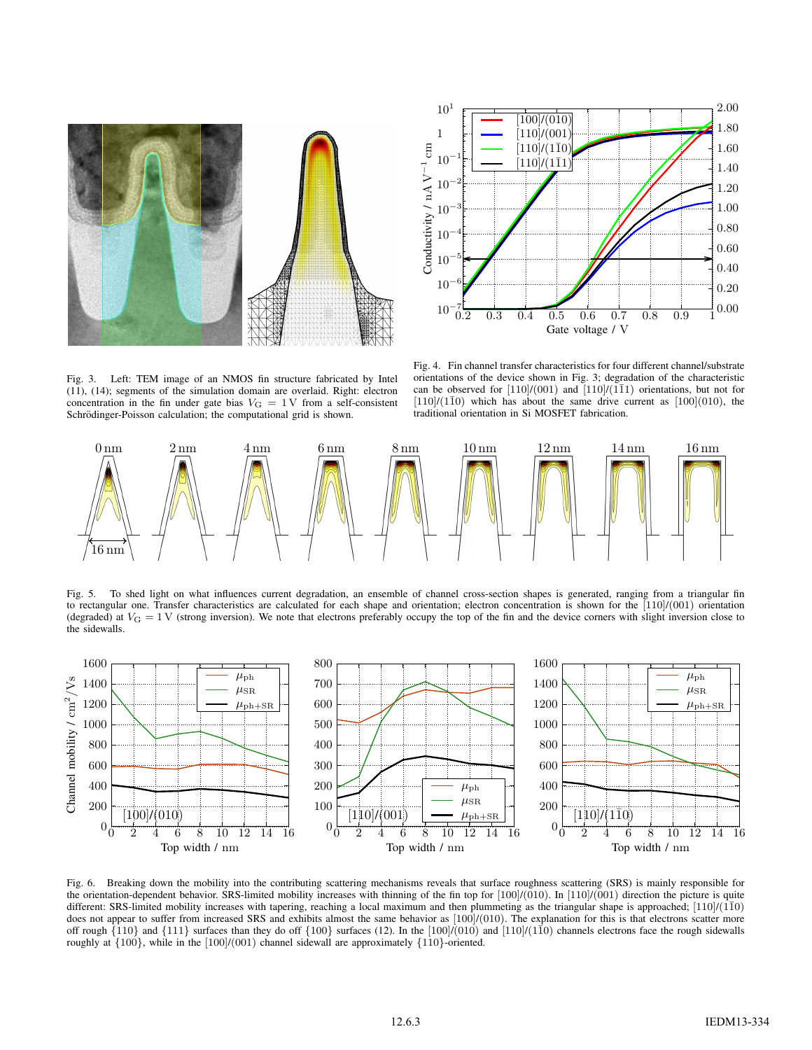Fig. 3. Left: TEM image of an NMOS fin structure fabricated by Intel (11), (14); segments of the simulation domain are overlaid. Right: electron concentration in the fin under gate bias $V_G = 1\,\mathrm{V}$ from a self-consistent Schrödinger-Poisson calculation; the computational grid is shown.

Fig. 4. Fin channel transfer characteristics for four different channel/substrate orientations of the device shown in Fig. 3; degradation of the characteristic can be observed for [110]/(001) and [110]/(1$\bar{1}$1) orientations, but not for [110]/(1$\bar{1}$0) which has about the same drive current as [100](010), the traditional orientation in Si MOSFET fabrication.

Fig. 5. To shed light on what influences current degradation, an ensemble of channel cross-section shapes is generated, ranging from a triangular fin to rectangular one. Transfer characteristics are calculated for each shape and orientation; electron concentration is shown for the [110]/(001) orientation (degraded) at $V_G = 1\,\mathrm{V}$ (strong inversion). We note that electrons preferably occupy the top of the fin and the device corners with slight inversion close to the sidewalls.

Fig. 6. Breaking down the mobility into the contributing scattering mechanisms reveals that surface roughness scattering (SRS) is mainly responsible for the orientation-dependent behavior. SRS-limited mobility increases with thinning of the fin top for [100]/(010). In [110]/(001) direction the picture is quite different: SRS-limited mobility increases with tapering, reaching a local maximum and then plummeting as the triangular shape is approached; [110]/(1$\bar{1}$0) does not appear to suffer from increased SRS and exhibits almost the same behavior as [100]/(010). The explanation for this is that electrons scatter more off rough {110} and {111} surfaces than they do off {100} surfaces (12). In the [100]/(010) and [110]/(1$\bar{1}$0) channels electrons face the rough sidewalls roughly at {100}, while in the [100]/(001) channel sidewall are approximately {110}-oriented.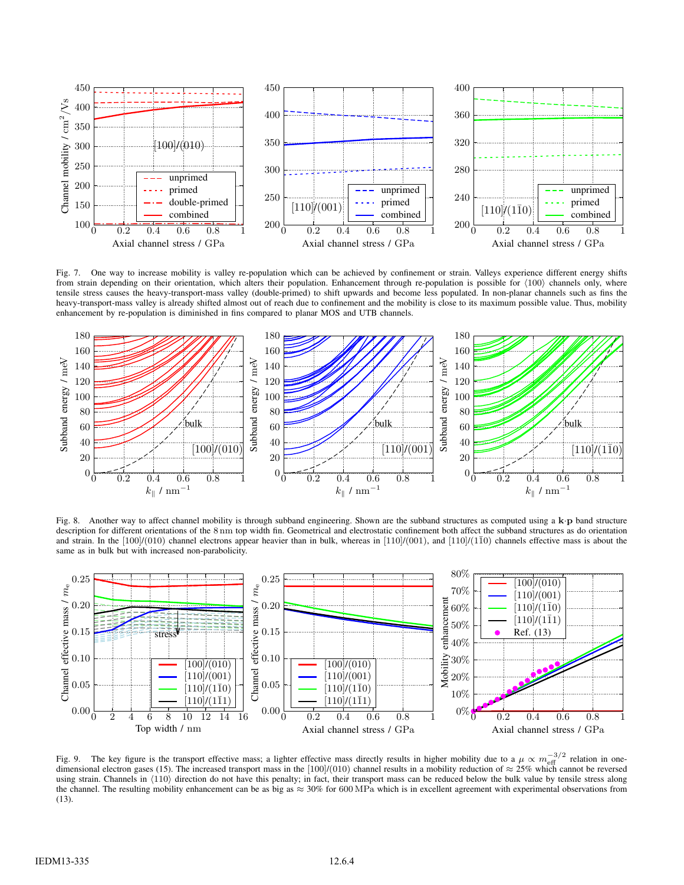[100]/(010)

Channel mobility / cm²/Vs

Axial channel stress / GPa

unprimed
primed
double-primed
combined

[110]/(001)

Axial channel stress / GPa

unprimed
primed
combined

[110]/(1$\bar{1}$0)

Axial channel stress / GPa

unprimed
primed
combined

Fig. 7. One way to increase mobility is valley re-population which can be achieved by confinement or strain. Valleys experience different energy shifts from strain depending on their orientation, which alters their population. Enhancement through re-population is possible for ⟨100⟩ channels only, where tensile stress causes the heavy-transport-mass valley (double-primed) to shift upwards and become less populated. In non-planar channels such as fins the heavy-transport-mass valley is already shifted almost out of reach due to confinement and the mobility is close to its maximum possible value. Thus, mobility enhancement by re-population is diminished in fins compared to planar MOS and UTB channels.

Subband energy / meV

$k_{\|}$ / nm$^{-1}$

bulk

[100]/(010)

[110]/(001)

[110]/(1$\bar{1}$0)

Fig. 8. Another way to affect channel mobility is through subband engineering. Shown are the subband structures as computed using a **k·p** band structure description for different orientations of the 8 nm top width fin. Geometrical and electrostatic confinement both affect the subband structures as do orientation and strain. In the [100]/(010) channel electrons appear heavier than in bulk, whereas in [110]/(001), and [110]/(1$\bar{1}$0) channels effective mass is about the same as in bulk but with increased non-parabolicity.

Channel effective mass / $m_e$

Top width / nm

stress

[100]/(010)
[110]/(001)
[110]/(1$\bar{1}$0)
[110]/(1$\bar{1}\bar{1}$)

Axial channel stress / GPa

Mobility enhancement

Ref. (13)

Fig. 9. The key figure is the transport effective mass; a lighter effective mass directly results in higher mobility due to a $\mu \propto m_{\mathrm{eff}}^{-3/2}$ relation in one-dimensional electron gases (15). The increased transport mass in the [100]/(010) channel results in a mobility reduction of ≈ 25% which cannot be reversed using strain. Channels in ⟨110⟩ direction do not have this penalty; in fact, their transport mass can be reduced below the bulk value by tensile stress along the channel. The resulting mobility enhancement can be as big as ≈ 30% for 600 MPa which is in excellent agreement with experimental observations from (13).